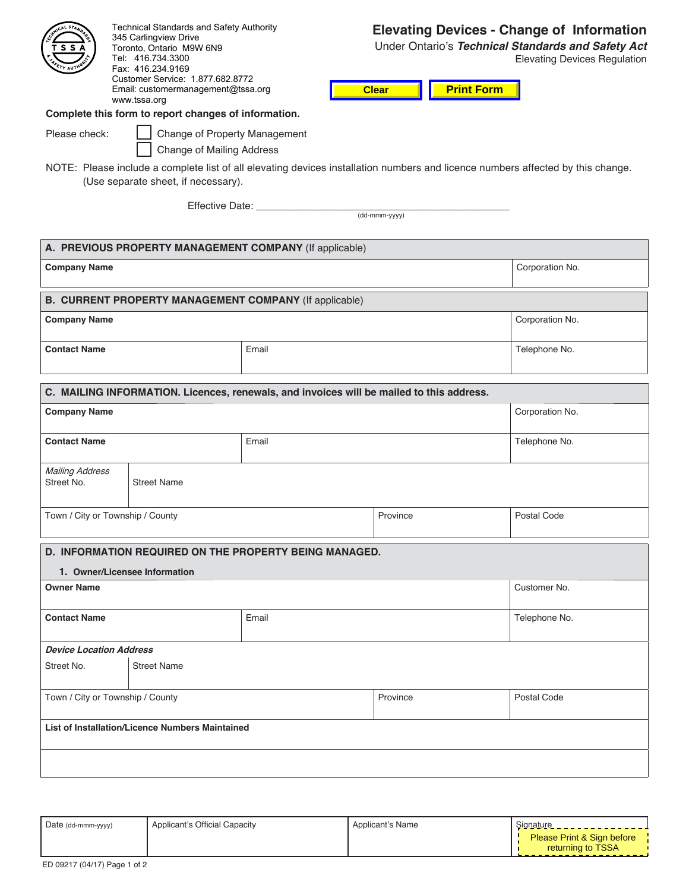Technical Standards and Safety Authority
345 Carlingview Drive
Toronto, Ontario M9W 6N9
Tel: 416.734.3300
Fax: 416.234.9169
Customer Service: 1.877.682.8772
Email: customermanagement@tssa.org
www.tssa.org

# Elevating Devices - Change of Information

Under Ontario's ***Technical Standards and Safety Act***
Elevating Devices Regulation

Clear | Print Form

**Complete this form to report changes of information.**

Please check:
- ☐ Change of Property Management
- ☐ Change of Mailing Address

NOTE: Please include a complete list of all elevating devices installation numbers and licence numbers affected by this change. (Use separate sheet, if necessary).

Effective Date: ____________________________________________
(dd-mmm-yyyy)

| **A. PREVIOUS PROPERTY MANAGEMENT COMPANY** (If applicable) | |
|---|---|
| **Company Name** | Corporation No. |

| **B. CURRENT PROPERTY MANAGEMENT COMPANY** (If applicable) | | |
|---|---|---|
| **Company Name** | | Corporation No. |
| **Contact Name** | Email | Telephone No. |

| **C. MAILING INFORMATION. Licences, renewals, and invoices will be mailed to this address.** | | |
|---|---|---|
| **Company Name** | | Corporation No. |
| **Contact Name** | Email | Telephone No. |
| *Mailing Address* Street No. | Street Name | |
| Town / City or Township / County | Province | Postal Code |

| **D. INFORMATION REQUIRED ON THE PROPERTY BEING MANAGED.** **1. Owner/Licensee Information** | | |
|---|---|---|
| **Owner Name** | | Customer No. |
| **Contact Name** | Email | Telephone No. |
| ***Device Location Address*** Street No. | Street Name | |
| Town / City or Township / County | Province | Postal Code |
| **List of Installation/Licence Numbers Maintained** | | |
| | | |

| Date (dd-mmm-yyyy) | Applicant's Official Capacity | Applicant's Name | Signature (Please Print & Sign before returning to TSSA) |
|---|---|---|---|
| | | | |

ED 09217 (04/17)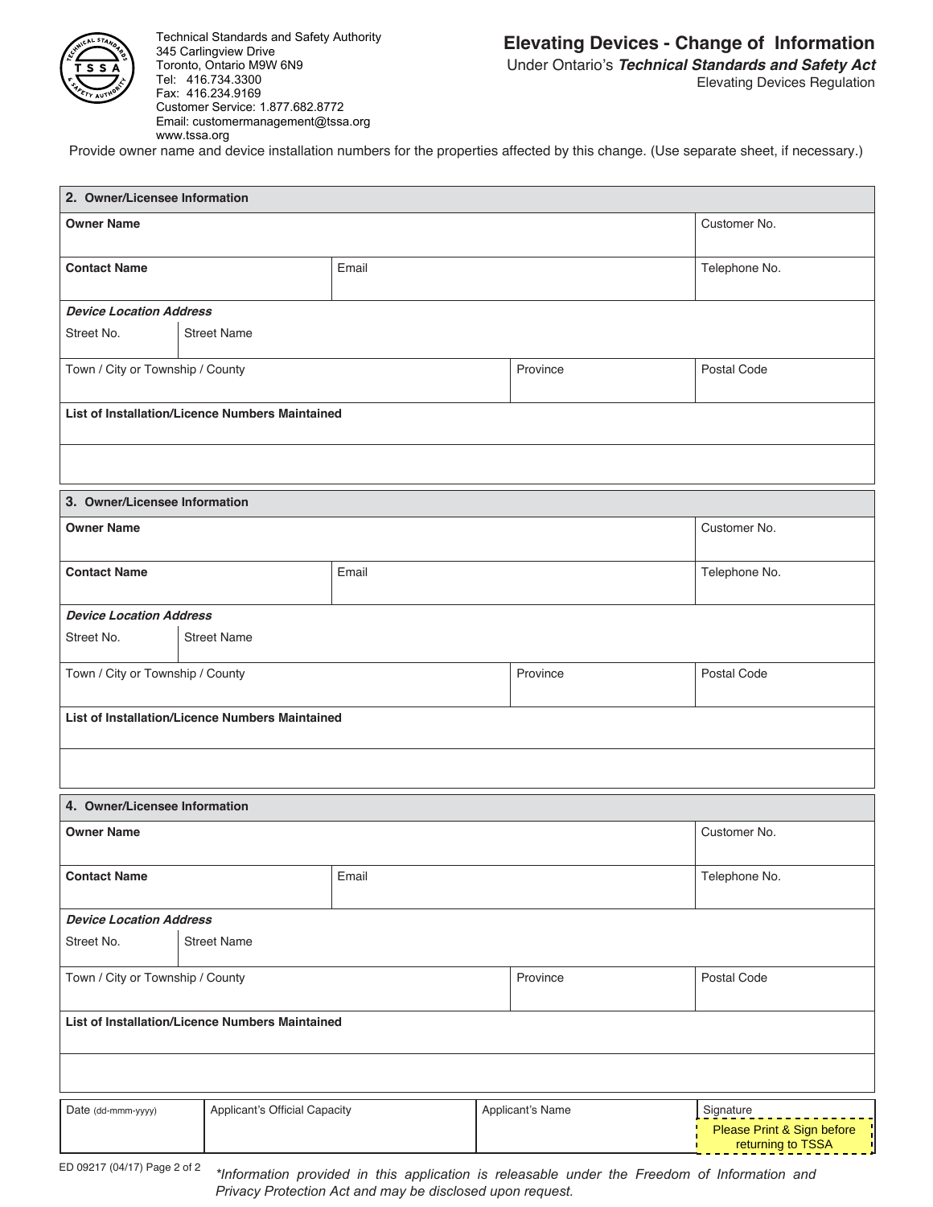Technical Standards and Safety Authority
345 Carlingview Drive
Toronto, Ontario M9W 6N9
Tel: 416.734.3300
Fax: 416.234.9169
Customer Service: 1.877.682.8772
Email: customermanagement@tssa.org
www.tssa.org

# Elevating Devices - Change of Information

Under Ontario's ***Technical Standards and Safety Act***
Elevating Devices Regulation

Provide owner name and device installation numbers for the properties affected by this change. (Use separate sheet, if necessary.)

## 2. Owner/Licensee Information

| | | | |
|---|---|---|---|
| **Owner Name** | | | Customer No. |
| **Contact Name** | Email | | Telephone No. |
| ***Device Location Address*** | | | |
| Street No. | Street Name | | |
| Town / City or Township / County | | Province | Postal Code |
| **List of Installation/Licence Numbers Maintained** | | | |
| | | | |

## 3. Owner/Licensee Information

| | | | |
|---|---|---|---|
| **Owner Name** | | | Customer No. |
| **Contact Name** | Email | | Telephone No. |
| ***Device Location Address*** | | | |
| Street No. | Street Name | | |
| Town / City or Township / County | | Province | Postal Code |
| **List of Installation/Licence Numbers Maintained** | | | |
| | | | |

## 4. Owner/Licensee Information

| | | | |
|---|---|---|---|
| **Owner Name** | | | Customer No. |
| **Contact Name** | Email | | Telephone No. |
| ***Device Location Address*** | | | |
| Street No. | Street Name | | |
| Town / City or Township / County | | Province | Postal Code |
| **List of Installation/Licence Numbers Maintained** | | | |
| | | | |

| Date (dd-mmm-yyyy) | Applicant's Official Capacity | Applicant's Name | Signature |
|---|---|---|---|
| | | | Please Print & Sign before returning to TSSA |

ED 09217 (04/17)

*\*Information provided in this application is releasable under the Freedom of Information and Privacy Protection Act and may be disclosed upon request.*